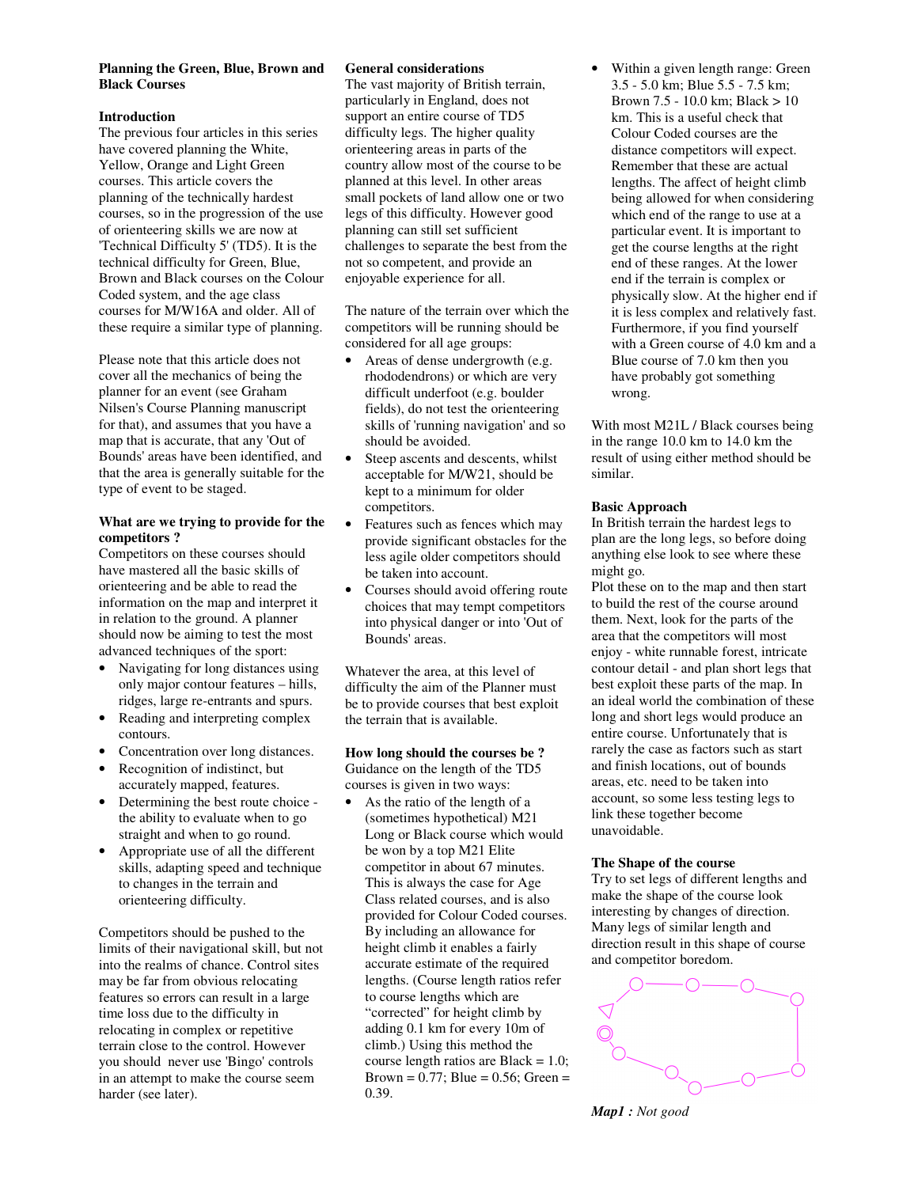# Planning the Green, Blue, Brown and Black Courses

## Introduction

The previous four articles in this series have covered planning the White, Yellow, Orange and Light Green courses. This article covers the planning of the technically hardest courses, so in the progression of the use of orienteering skills we are now at 'Technical Difficulty 5' (TD5). It is the technical difficulty for Green, Blue, Brown and Black courses on the Colour Coded system, and the age class courses for M/W16A and older. All of these require a similar type of planning.

Please note that this article does not cover all the mechanics of being the planner for an event (see Graham Nilsen's Course Planning manuscript for that), and assumes that you have a map that is accurate, that any 'Out of Bounds' areas have been identified, and that the area is generally suitable for the type of event to be staged.

## What are we trying to provide for the competitors ?

Competitors on these courses should have mastered all the basic skills of orienteering and be able to read the information on the map and interpret it in relation to the ground. A planner should now be aiming to test the most advanced techniques of the sport:

- Navigating for long distances using only major contour features – hills, ridges, large re-entrants and spurs.
- Reading and interpreting complex contours.
- Concentration over long distances.
- Recognition of indistinct, but accurately mapped, features.
- Determining the best route choice - the ability to evaluate when to go straight and when to go round.
- Appropriate use of all the different skills, adapting speed and technique to changes in the terrain and orienteering difficulty.

Competitors should be pushed to the limits of their navigational skill, but not into the realms of chance. Control sites may be far from obvious relocating features so errors can result in a large time loss due to the difficulty in relocating in complex or repetitive terrain close to the control. However you should never use 'Bingo' controls in an attempt to make the course seem harder (see later).

## General considerations

The vast majority of British terrain, particularly in England, does not support an entire course of TD5 difficulty legs. The higher quality orienteering areas in parts of the country allow most of the course to be planned at this level. In other areas small pockets of land allow one or two legs of this difficulty. However good planning can still set sufficient challenges to separate the best from the not so competent, and provide an enjoyable experience for all.

The nature of the terrain over which the competitors will be running should be considered for all age groups:

- Areas of dense undergrowth (e.g. rhododendrons) or which are very difficult underfoot (e.g. boulder fields), do not test the orienteering skills of 'running navigation' and so should be avoided.
- Steep ascents and descents, whilst acceptable for M/W21, should be kept to a minimum for older competitors.
- Features such as fences which may provide significant obstacles for the less agile older competitors should be taken into account.
- Courses should avoid offering route choices that may tempt competitors into physical danger or into 'Out of Bounds' areas.

Whatever the area, at this level of difficulty the aim of the Planner must be to provide courses that best exploit the terrain that is available.

## How long should the courses be ?

Guidance on the length of the TD5 courses is given in two ways:

- As the ratio of the length of a (sometimes hypothetical) M21 Long or Black course which would be won by a top M21 Elite competitor in about 67 minutes. This is always the case for Age Class related courses, and is also provided for Colour Coded courses. By including an allowance for height climb it enables a fairly accurate estimate of the required lengths. (Course length ratios refer to course lengths which are "corrected" for height climb by adding 0.1 km for every 10m of climb.) Using this method the course length ratios are Black = 1.0; Brown = 0.77; Blue = 0.56; Green = 0.39.
- Within a given length range: Green 3.5 - 5.0 km; Blue 5.5 - 7.5 km; Brown 7.5 - 10.0 km; Black > 10 km. This is a useful check that Colour Coded courses are the distance competitors will expect. Remember that these are actual lengths. The affect of height climb being allowed for when considering which end of the range to use at a particular event. It is important to get the course lengths at the right end of these ranges. At the lower end if the terrain is complex or physically slow. At the higher end if it is less complex and relatively fast. Furthermore, if you find yourself with a Green course of 4.0 km and a Blue course of 7.0 km then you have probably got something wrong.

With most M21L / Black courses being in the range 10.0 km to 14.0 km the result of using either method should be similar.

## Basic Approach

In British terrain the hardest legs to plan are the long legs, so before doing anything else look to see where these might go.

Plot these on to the map and then start to build the rest of the course around them. Next, look for the parts of the area that the competitors will most enjoy - white runnable forest, intricate contour detail - and plan short legs that best exploit these parts of the map. In an ideal world the combination of these long and short legs would produce an entire course. Unfortunately that is rarely the case as factors such as start and finish locations, out of bounds areas, etc. need to be taken into account, so some less testing legs to link these together become unavoidable.

## The Shape of the course

Try to set legs of different lengths and make the shape of the course look interesting by changes of direction. Many legs of similar length and direction result in this shape of course and competitor boredom.

***Map1 :*** *Not good*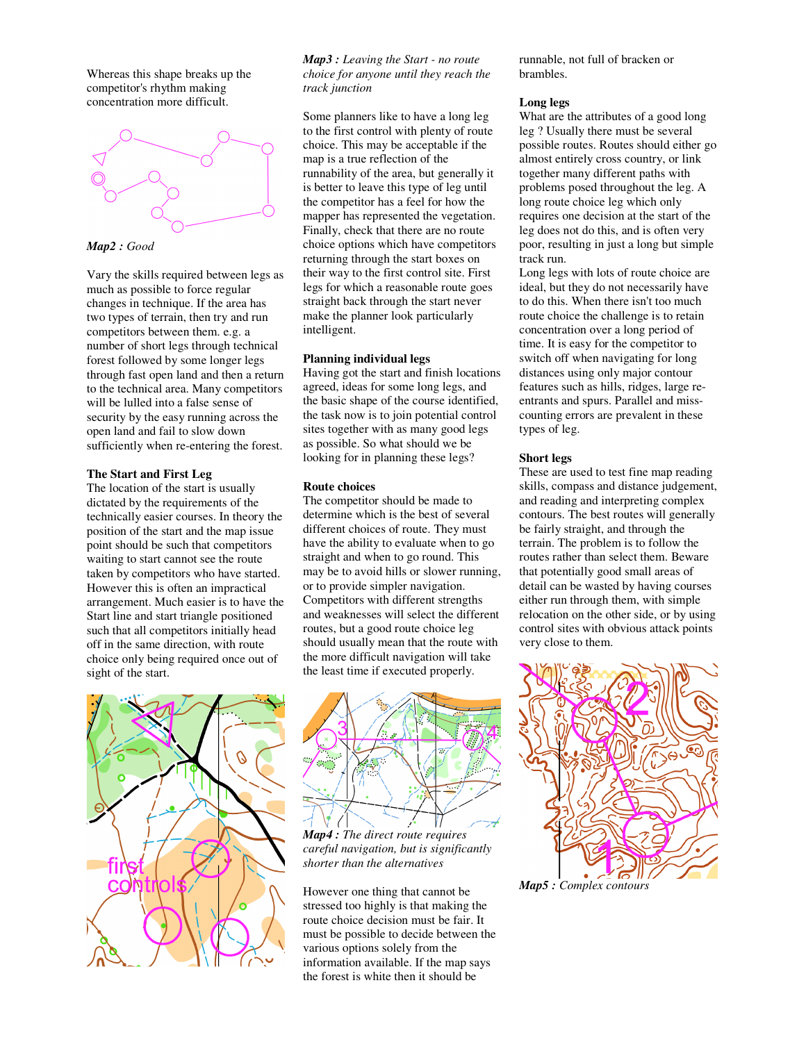Whereas this shape breaks up the competitor's rhythm making concentration more difficult.

***Map2 :*** *Good*

Vary the skills required between legs as much as possible to force regular changes in technique. If the area has two types of terrain, then try and run competitors between them. e.g. a number of short legs through technical forest followed by some longer legs through fast open land and then a return to the technical area. Many competitors will be lulled into a false sense of security by the easy running across the open land and fail to slow down sufficiently when re-entering the forest.

**The Start and First Leg**

The location of the start is usually dictated by the requirements of the technically easier courses. In theory the position of the start and the map issue point should be such that competitors waiting to start cannot see the route taken by competitors who have started. However this is often an impractical arrangement. Much easier is to have the Start line and start triangle positioned such that all competitors initially head off in the same direction, with route choice only being required once out of sight of the start.

***Map3 :*** *Leaving the Start - no route choice for anyone until they reach the track junction*

Some planners like to have a long leg to the first control with plenty of route choice. This may be acceptable if the map is a true reflection of the runnability of the area, but generally it is better to leave this type of leg until the competitor has a feel for how the mapper has represented the vegetation. Finally, check that there are no route choice options which have competitors returning through the start boxes on their way to the first control site. First legs for which a reasonable route goes straight back through the start never make the planner look particularly intelligent.

**Planning individual legs**

Having got the start and finish locations agreed, ideas for some long legs, and the basic shape of the course identified, the task now is to join potential control sites together with as many good legs as possible. So what should we be looking for in planning these legs?

**Route choices**

The competitor should be made to determine which is the best of several different choices of route. They must have the ability to evaluate when to go straight and when to go round. This may be to avoid hills or slower running, or to provide simpler navigation. Competitors with different strengths and weaknesses will select the different routes, but a good route choice leg should usually mean that the route with the more difficult navigation will take the least time if executed properly.

***Map4 :*** *The direct route requires careful navigation, but is significantly shorter than the alternatives*

However one thing that cannot be stressed too highly is that making the route choice decision must be fair. It must be possible to decide between the various options solely from the information available. If the map says the forest is white then it should be runnable, not full of bracken or brambles.

**Long legs**

What are the attributes of a good long leg ? Usually there must be several possible routes. Routes should either go almost entirely cross country, or link together many different paths with problems posed throughout the leg. A long route choice leg which only requires one decision at the start of the leg does not do this, and is often very poor, resulting in just a long but simple track run.

Long legs with lots of route choice are ideal, but they do not necessarily have to do this. When there isn't too much route choice the challenge is to retain concentration over a long period of time. It is easy for the competitor to switch off when navigating for long distances using only major contour features such as hills, ridges, large re-entrants and spurs. Parallel and miss-counting errors are prevalent in these types of leg.

**Short legs**

These are used to test fine map reading skills, compass and distance judgement, and reading and interpreting complex contours. The best routes will generally be fairly straight, and through the terrain. The problem is to follow the routes rather than select them. Beware that potentially good small areas of detail can be wasted by having courses either run through them, with simple relocation on the other side, or by using control sites with obvious attack points very close to them.

***Map5 :*** *Complex contours*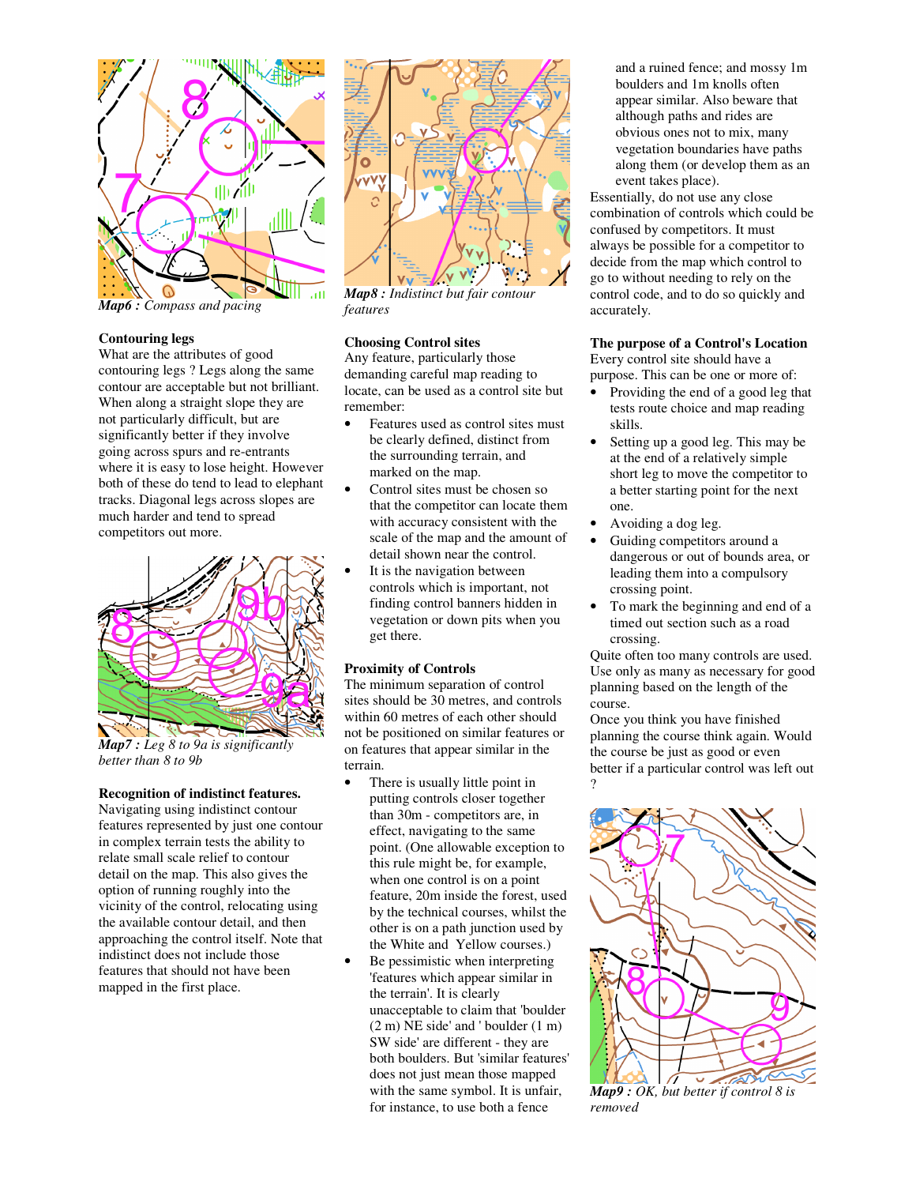*Map6 : Compass and pacing*

### Contouring legs

What are the attributes of good contouring legs ? Legs along the same contour are acceptable but not brilliant. When along a straight slope they are not particularly difficult, but are significantly better if they involve going across spurs and re-entrants where it is easy to lose height. However both of these do tend to lead to elephant tracks. Diagonal legs across slopes are much harder and tend to spread competitors out more.

*Map7 : Leg 8 to 9a is significantly better than 8 to 9b*

### Recognition of indistinct features.

Navigating using indistinct contour features represented by just one contour in complex terrain tests the ability to relate small scale relief to contour detail on the map. This also gives the option of running roughly into the vicinity of the control, relocating using the available contour detail, and then approaching the control itself. Note that indistinct does not include those features that should not have been mapped in the first place.

*Map8 : Indistinct but fair contour features*

### Choosing Control sites

Any feature, particularly those demanding careful map reading to locate, can be used as a control site but remember:

- Features used as control sites must be clearly defined, distinct from the surrounding terrain, and marked on the map.
- Control sites must be chosen so that the competitor can locate them with accuracy consistent with the scale of the map and the amount of detail shown near the control.
- It is the navigation between controls which is important, not finding control banners hidden in vegetation or down pits when you get there.

### Proximity of Controls

The minimum separation of control sites should be 30 metres, and controls within 60 metres of each other should not be positioned on similar features or on features that appear similar in the terrain.

- There is usually little point in putting controls closer together than 30m - competitors are, in effect, navigating to the same point. (One allowable exception to this rule might be, for example, when one control is on a point feature, 20m inside the forest, used by the technical courses, whilst the other is on a path junction used by the White and Yellow courses.)
- Be pessimistic when interpreting 'features which appear similar in the terrain'. It is clearly unacceptable to claim that 'boulder (2 m) NE side' and ' boulder (1 m) SW side' are different - they are both boulders. But 'similar features' does not just mean those mapped with the same symbol. It is unfair, for instance, to use both a fence and a ruined fence; and mossy 1m boulders and 1m knolls often appear similar. Also beware that although paths and rides are obvious ones not to mix, many vegetation boundaries have paths along them (or develop them as an event takes place).

Essentially, do not use any close combination of controls which could be confused by competitors. It must always be possible for a competitor to decide from the map which control to go to without needing to rely on the control code, and to do so quickly and accurately.

### The purpose of a Control's Location

Every control site should have a purpose. This can be one or more of:

- Providing the end of a good leg that tests route choice and map reading skills.
- Setting up a good leg. This may be at the end of a relatively simple short leg to move the competitor to a better starting point for the next one.
- Avoiding a dog leg.
- Guiding competitors around a dangerous or out of bounds area, or leading them into a compulsory crossing point.
- To mark the beginning and end of a timed out section such as a road crossing.

Quite often too many controls are used. Use only as many as necessary for good planning based on the length of the course.

Once you think you have finished planning the course think again. Would the course be just as good or even better if a particular control was left out ?

*Map9 : OK, but better if control 8 is removed*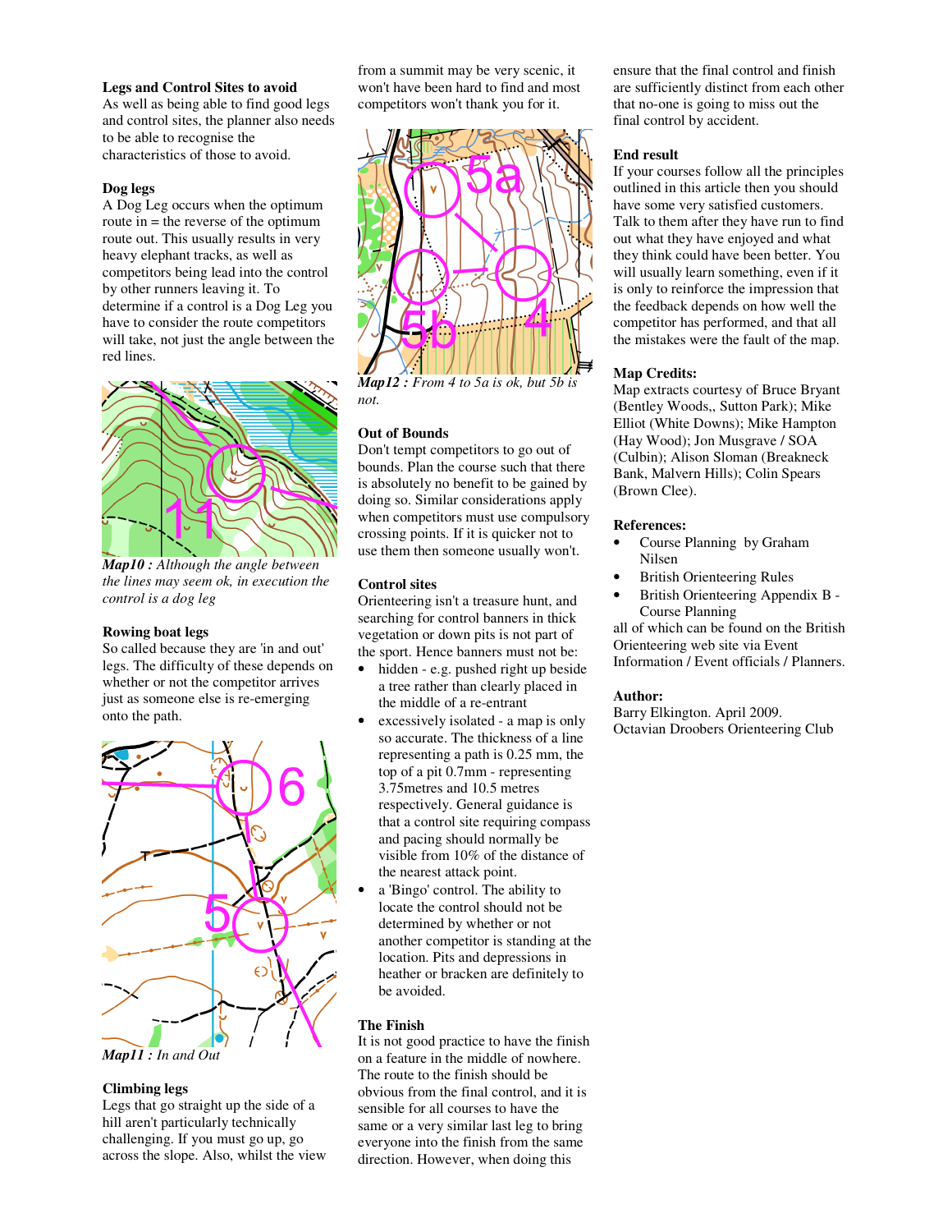### Legs and Control Sites to avoid

As well as being able to find good legs and control sites, the planner also needs to be able to recognise the characteristics of those to avoid.

### Dog legs

A Dog Leg occurs when the optimum route in = the reverse of the optimum route out. This usually results in very heavy elephant tracks, as well as competitors being lead into the control by other runners leaving it. To determine if a control is a Dog Leg you have to consider the route competitors will take, not just the angle between the red lines.

**Map10 :** *Although the angle between the lines may seem ok, in execution the control is a dog leg*

### Rowing boat legs

So called because they are 'in and out' legs. The difficulty of these depends on whether or not the competitor arrives just as someone else is re-emerging onto the path.

**Map11 :** *In and Out*

### Climbing legs

Legs that go straight up the side of a hill aren't particularly technically challenging. If you must go up, go across the slope. Also, whilst the view from a summit may be very scenic, it won't have been hard to find and most competitors won't thank you for it.

**Map12 :** *From 4 to 5a is ok, but 5b is not.*

### Out of Bounds

Don't tempt competitors to go out of bounds. Plan the course such that there is absolutely no benefit to be gained by doing so. Similar considerations apply when competitors must use compulsory crossing points. If it is quicker not to use them then someone usually won't.

### Control sites

Orienteering isn't a treasure hunt, and searching for control banners in thick vegetation or down pits is not part of the sport. Hence banners must not be:

- hidden - e.g. pushed right up beside a tree rather than clearly placed in the middle of a re-entrant
- excessively isolated - a map is only so accurate. The thickness of a line representing a path is 0.25 mm, the top of a pit 0.7mm - representing 3.75metres and 10.5 metres respectively. General guidance is that a control site requiring compass and pacing should normally be visible from 10% of the distance of the nearest attack point.
- a 'Bingo' control. The ability to locate the control should not be determined by whether or not another competitor is standing at the location. Pits and depressions in heather or bracken are definitely to be avoided.

### The Finish

It is not good practice to have the finish on a feature in the middle of nowhere. The route to the finish should be obvious from the final control, and it is sensible for all courses to have the same or a very similar last leg to bring everyone into the finish from the same direction. However, when doing this ensure that the final control and finish are sufficiently distinct from each other that no-one is going to miss out the final control by accident.

### End result

If your courses follow all the principles outlined in this article then you should have some very satisfied customers. Talk to them after they have run to find out what they have enjoyed and what they think could have been better. You will usually learn something, even if it is only to reinforce the impression that the feedback depends on how well the competitor has performed, and that all the mistakes were the fault of the map.

### Map Credits:

Map extracts courtesy of Bruce Bryant (Bentley Woods,, Sutton Park); Mike Elliot (White Downs); Mike Hampton (Hay Wood); Jon Musgrave / SOA (Culbin); Alison Sloman (Breakneck Bank, Malvern Hills); Colin Spears (Brown Clee).

### References:

- Course Planning by Graham Nilsen
- British Orienteering Rules
- British Orienteering Appendix B - Course Planning

all of which can be found on the British Orienteering web site via Event Information / Event officials / Planners.

### Author:

Barry Elkington. April 2009.
Octavian Droobers Orienteering Club